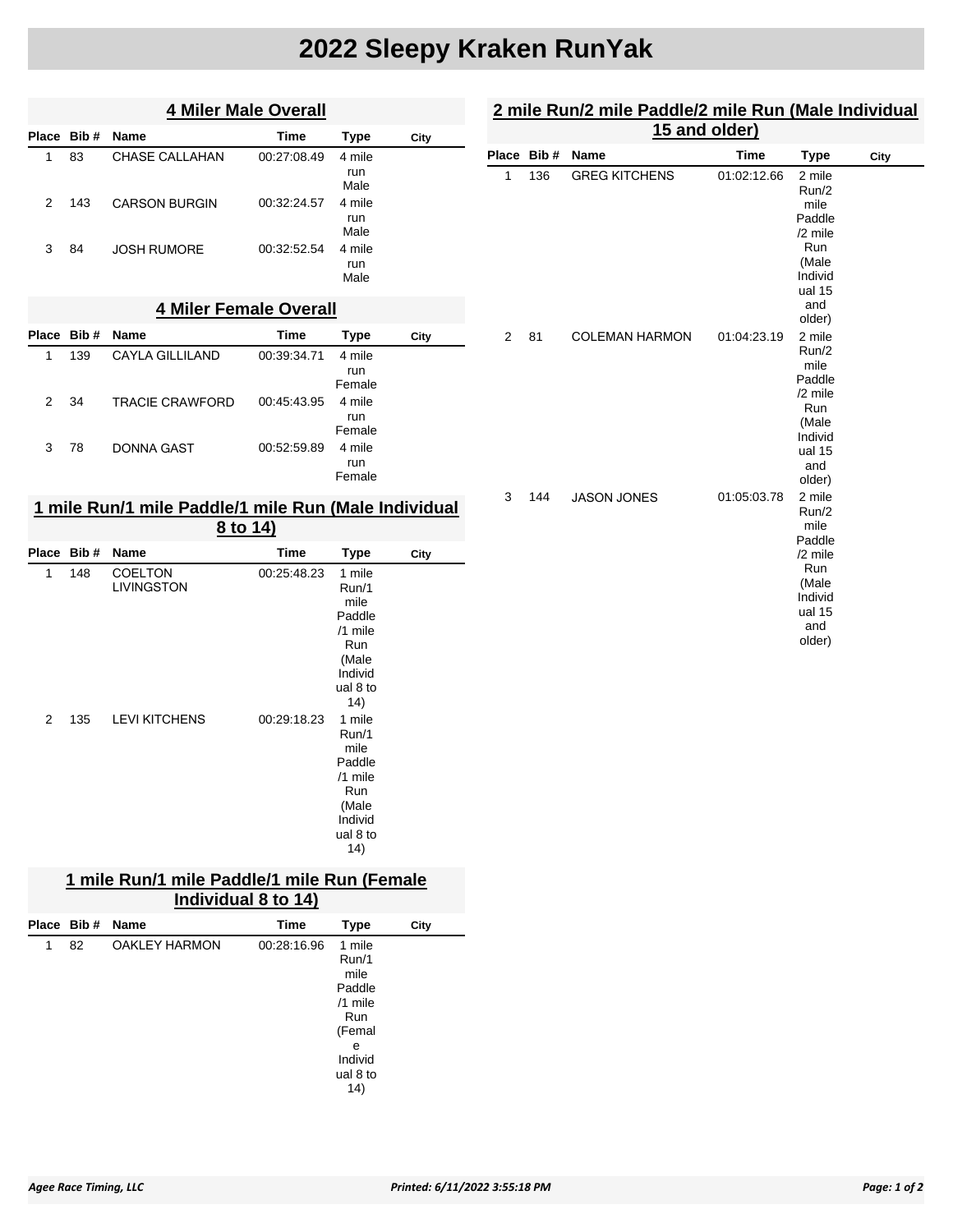# 2022 Sleepy Kraken RunYak

## 4 Miler Male Overall

| Place | Bib # | Name | Time | Type | City |
|---|---|---|---|---|---|
| 1 | 83 | CHASE CALLAHAN | 00:27:08.49 | 4 mile run Male | |
| 2 | 143 | CARSON BURGIN | 00:32:24.57 | 4 mile run Male | |
| 3 | 84 | JOSH RUMORE | 00:32:52.54 | 4 mile run Male | |

## 4 Miler Female Overall

| Place | Bib # | Name | Time | Type | City |
|---|---|---|---|---|---|
| 1 | 139 | CAYLA GILLILAND | 00:39:34.71 | 4 mile run Female | |
| 2 | 34 | TRACIE CRAWFORD | 00:45:43.95 | 4 mile run Female | |
| 3 | 78 | DONNA GAST | 00:52:59.89 | 4 mile run Female | |

## 1 mile Run/1 mile Paddle/1 mile Run (Male Individual 8 to 14)

| Place | Bib # | Name | Time | Type | City |
|---|---|---|---|---|---|
| 1 | 148 | COELTON LIVINGSTON | 00:25:48.23 | 1 mile Run/1 mile Paddle /1 mile Run (Male Individual 8 to 14) | |
| 2 | 135 | LEVI KITCHENS | 00:29:18.23 | 1 mile Run/1 mile Paddle /1 mile Run (Male Individual 8 to 14) | |

## 1 mile Run/1 mile Paddle/1 mile Run (Female Individual 8 to 14)

| Place | Bib # | Name | Time | Type | City |
|---|---|---|---|---|---|
| 1 | 82 | OAKLEY HARMON | 00:28:16.96 | 1 mile Run/1 mile Paddle /1 mile Run (Female Individual 8 to 14) | |

## 2 mile Run/2 mile Paddle/2 mile Run (Male Individual 15 and older)

| Place | Bib # | Name | Time | Type | City |
|---|---|---|---|---|---|
| 1 | 136 | GREG KITCHENS | 01:02:12.66 | 2 mile Run/2 mile Paddle /2 mile Run (Male Individual 15 and older) | |
| 2 | 81 | COLEMAN HARMON | 01:04:23.19 | 2 mile Run/2 mile Paddle /2 mile Run (Male Individual 15 and older) | |
| 3 | 144 | JASON JONES | 01:05:03.78 | 2 mile Run/2 mile Paddle /2 mile Run (Male Individual 15 and older) | |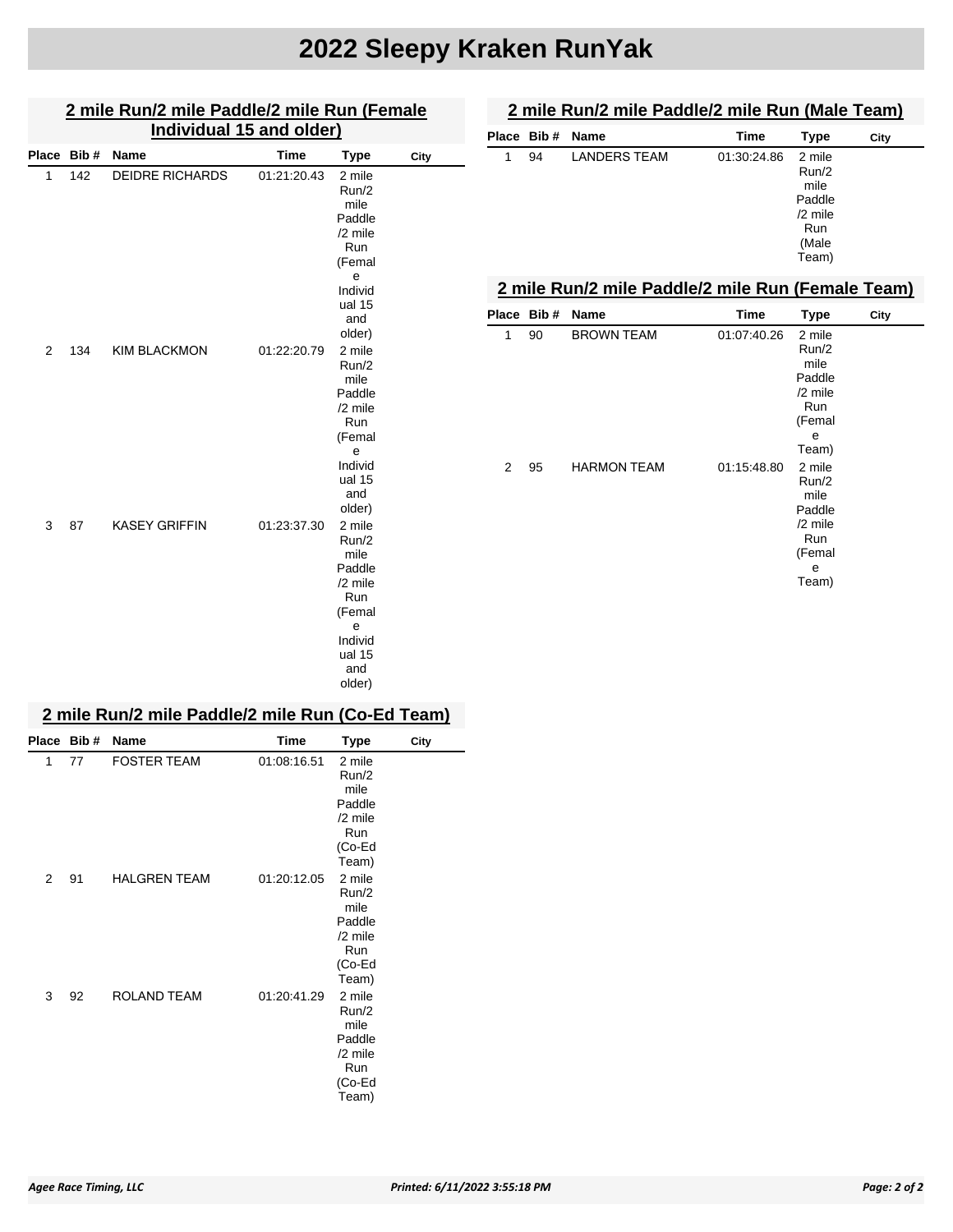# 2022 Sleepy Kraken RunYak

## 2 mile Run/2 mile Paddle/2 mile Run (Female Individual 15 and older)

| Place | Bib # | Name | Time | Type | City |
|---|---|---|---|---|---|
| 1 | 142 | DEIDRE RICHARDS | 01:21:20.43 | 2 mile Run/2 mile Paddle /2 mile Run (Female Individual 15 and older) | |
| 2 | 134 | KIM BLACKMON | 01:22:20.79 | 2 mile Run/2 mile Paddle /2 mile Run (Female Individual 15 and older) | |
| 3 | 87 | KASEY GRIFFIN | 01:23:37.30 | 2 mile Run/2 mile Paddle /2 mile Run (Female Individual 15 and older) | |

## 2 mile Run/2 mile Paddle/2 mile Run (Co-Ed Team)

| Place | Bib # | Name | Time | Type | City |
|---|---|---|---|---|---|
| 1 | 77 | FOSTER TEAM | 01:08:16.51 | 2 mile Run/2 mile Paddle /2 mile Run (Co-Ed Team) | |
| 2 | 91 | HALGREN TEAM | 01:20:12.05 | 2 mile Run/2 mile Paddle /2 mile Run (Co-Ed Team) | |
| 3 | 92 | ROLAND TEAM | 01:20:41.29 | 2 mile Run/2 mile Paddle /2 mile Run (Co-Ed Team) | |

## 2 mile Run/2 mile Paddle/2 mile Run (Male Team)

| Place | Bib # | Name | Time | Type | City |
|---|---|---|---|---|---|
| 1 | 94 | LANDERS TEAM | 01:30:24.86 | 2 mile Run/2 mile Paddle /2 mile Run (Male Team) | |

## 2 mile Run/2 mile Paddle/2 mile Run (Female Team)

| Place | Bib # | Name | Time | Type | City |
|---|---|---|---|---|---|
| 1 | 90 | BROWN TEAM | 01:07:40.26 | 2 mile Run/2 mile Paddle /2 mile Run (Female Team) | |
| 2 | 95 | HARMON TEAM | 01:15:48.80 | 2 mile Run/2 mile Paddle /2 mile Run (Female Team) | |

*Agee Race Timing, LLC* *Printed: 6/11/2022 3:55:18 PM*